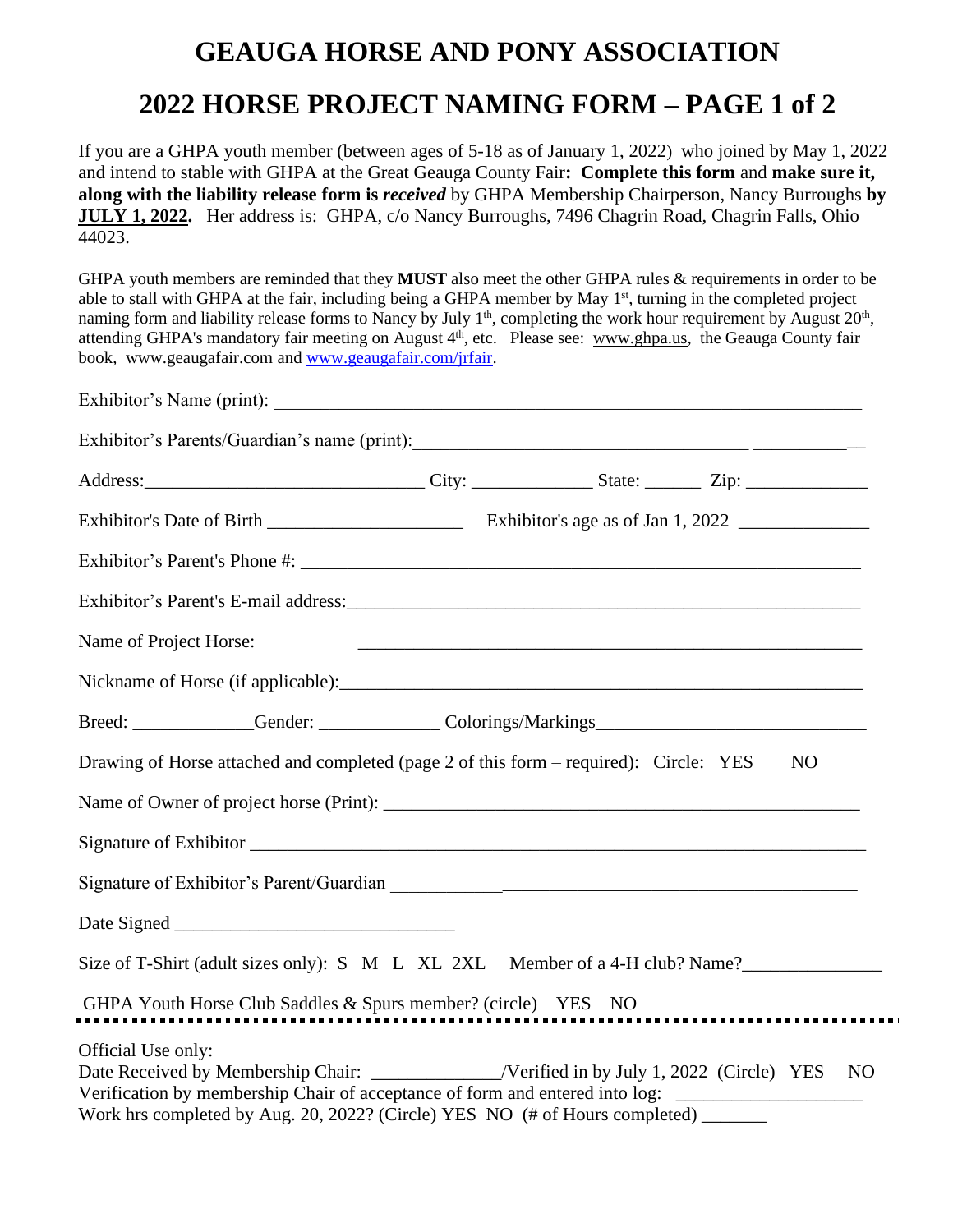# GEAUGA HORSE AND PONY ASSOCIATION

## 2022 HORSE PROJECT NAMING FORM – PAGE 1 of 2

If you are a GHPA youth member (between ages of 5-18 as of January 1, 2022) who joined by May 1, 2022 and intend to stable with GHPA at the Great Geauga County Fair**: Complete this form** and **make sure it, along with the liability release form is *received*** by GHPA Membership Chairperson, Nancy Burroughs **by JULY 1, 2022.** Her address is: GHPA, c/o Nancy Burroughs, 7496 Chagrin Road, Chagrin Falls, Ohio 44023.

GHPA youth members are reminded that they **MUST** also meet the other GHPA rules & requirements in order to be able to stall with GHPA at the fair, including being a GHPA member by May 1st, turning in the completed project naming form and liability release forms to Nancy by July 1th, completing the work hour requirement by August 20th, attending GHPA's mandatory fair meeting on August 4th, etc. Please see: www.ghpa.us, the Geauga County fair book, www.geaugafair.com and www.geaugafair.com/jrfair.

Exhibitor's Name (print): ______________________________

Exhibitor's Parents/Guardian's name (print): ______________________________

Address: ______________________________ City: _____________ State: ______ Zip: _____________

Exhibitor's Date of Birth _____________________ Exhibitor's age as of Jan 1, 2022 ______________

Exhibitor's Parent's Phone #: ______________________________

Exhibitor's Parent's E-mail address: ______________________________

Name of Project Horse: ______________________________

Nickname of Horse (if applicable): ______________________________

Breed: _____________ Gender: _____________ Colorings/Markings ______________________________

Drawing of Horse attached and completed (page 2 of this form – required): Circle: YES NO

Name of Owner of project horse (Print): ______________________________

Signature of Exhibitor ______________________________

Signature of Exhibitor's Parent/Guardian ______________________________

Date Signed ______________________________

Size of T-Shirt (adult sizes only): S M L XL 2XL Member of a 4-H club? Name? _______________

GHPA Youth Horse Club Saddles & Spurs member? (circle) YES NO

---

Official Use only:
Date Received by Membership Chair: ______________/Verified in by July 1, 2022 (Circle) YES NO
Verification by membership Chair of acceptance of form and entered into log: ____________________
Work hrs completed by Aug. 20, 2022? (Circle) YES NO (# of Hours completed) _______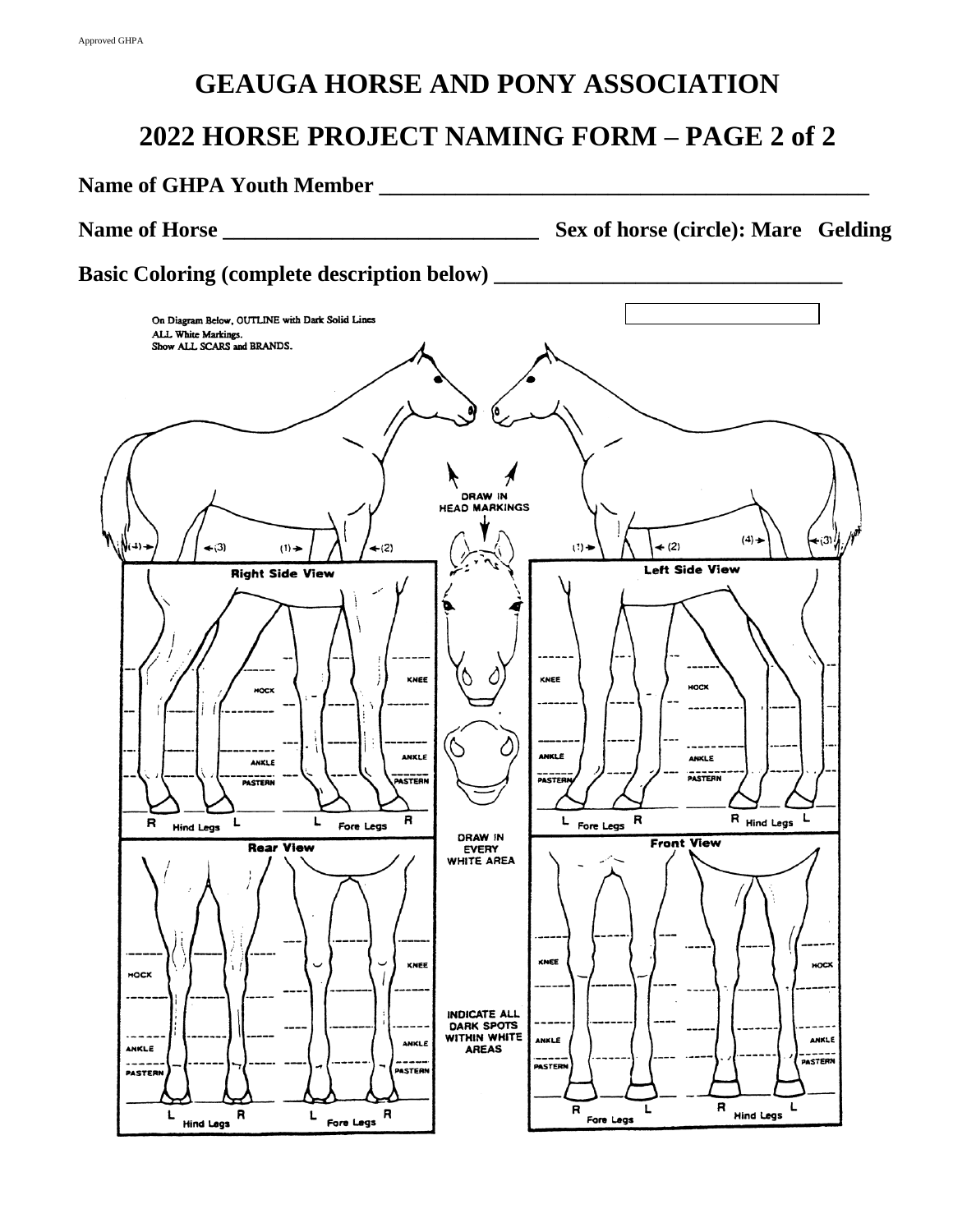Approved GHPA

# GEAUGA HORSE AND PONY ASSOCIATION

## 2022 HORSE PROJECT NAMING FORM – PAGE 2 of 2

**Name of GHPA Youth Member \_\_\_\_\_\_\_\_\_\_\_\_\_\_\_\_\_\_\_\_\_\_\_\_\_\_\_\_\_\_\_\_\_\_\_\_\_\_\_\_\_\_\_\_**

**Name of Horse \_\_\_\_\_\_\_\_\_\_\_\_\_\_\_\_\_\_\_\_\_\_\_\_\_\_\_\_\_\_ Sex of horse (circle): Mare Gelding**

**Basic Coloring (complete description below) \_\_\_\_\_\_\_\_\_\_\_\_\_\_\_\_\_\_\_\_\_\_\_\_\_\_\_\_\_\_\_\_**

On Diagram Below, OUTLINE with Dark Solid Lines ALL White Markings.
Show ALL SCARS and BRANDS.

DRAW IN HEAD MARKINGS

(4) (3) (1) (2)

(1) (2) (4) (3)

**Right Side View**

HOCK KNEE ANKLE PASTERN ANKLE PASTERN

R Hind Legs L L Fore Legs R

**Left Side View**

KNEE HOCK ANKLE ANKLE PASTERN PASTERN

L Fore Legs R R Hind Legs L

DRAW IN EVERY WHITE AREA

**Rear View**

HOCK KNEE ANKLE ANKLE PASTERN PASTERN

L Hind Legs R L Fore Legs R

INDICATE ALL DARK SPOTS WITHIN WHITE AREAS

**Front View**

KNEE HOCK ANKLE ANKLE PASTERN PASTERN

R Fore Legs L R Hind Legs L